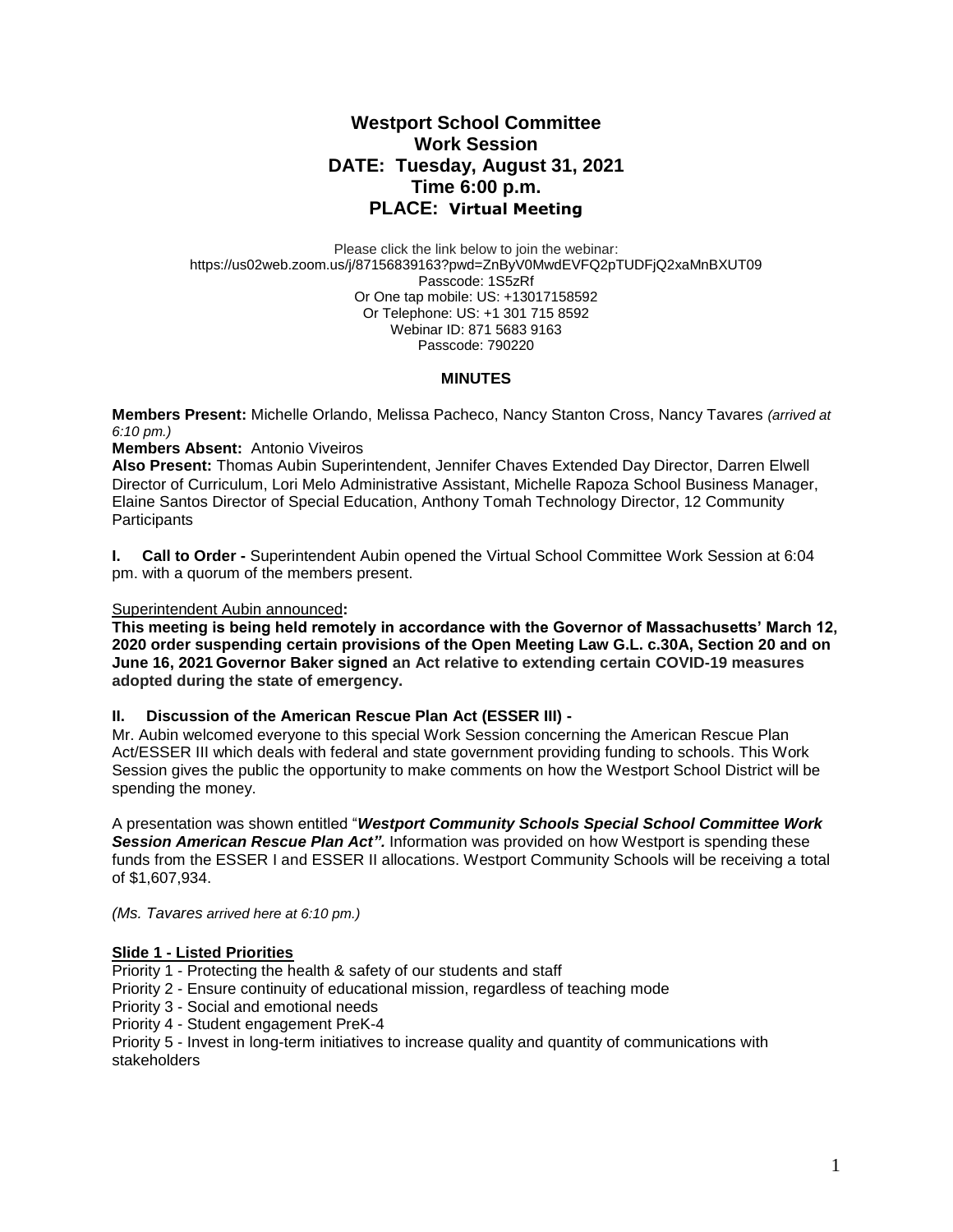# Westport School Committee
## Work Session
## DATE: Tuesday, August 31, 2021
## Time 6:00 p.m.
## PLACE: Virtual Meeting

Please click the link below to join the webinar:
https://us02web.zoom.us/j/87156839163?pwd=ZnByV0MwdEVFQ2pTUDFjQ2xaMnBXUT09
Passcode: 1S5zRf
Or One tap mobile: US: +13017158592
Or Telephone: US: +1 301 715 8592
Webinar ID: 871 5683 9163
Passcode: 790220

**MINUTES**

**Members Present:** Michelle Orlando, Melissa Pacheco, Nancy Stanton Cross, Nancy Tavares *(arrived at 6:10 pm.)*
**Members Absent:** Antonio Viveiros
**Also Present:** Thomas Aubin Superintendent, Jennifer Chaves Extended Day Director, Darren Elwell Director of Curriculum, Lori Melo Administrative Assistant, Michelle Rapoza School Business Manager, Elaine Santos Director of Special Education, Anthony Tomah Technology Director, 12 Community Participants

**I. Call to Order -** Superintendent Aubin opened the Virtual School Committee Work Session at 6:04 pm. with a quorum of the members present.

Superintendent Aubin announced**:**
**This meeting is being held remotely in accordance with the Governor of Massachusetts' March 12, 2020 order suspending certain provisions of the Open Meeting Law G.L. c.30A, Section 20 and on June 16, 2021 Governor Baker signed an Act relative to extending certain COVID-19 measures adopted during the state of emergency.**

**II. Discussion of the American Rescue Plan Act (ESSER III) -**
Mr. Aubin welcomed everyone to this special Work Session concerning the American Rescue Plan Act/ESSER III which deals with federal and state government providing funding to schools. This Work Session gives the public the opportunity to make comments on how the Westport School District will be spending the money.

A presentation was shown entitled "***Westport Community Schools Special School Committee Work Session American Rescue Plan Act".*** Information was provided on how Westport is spending these funds from the ESSER I and ESSER II allocations. Westport Community Schools will be receiving a total of $1,607,934.

*(Ms. Tavares arrived here at 6:10 pm.)*

**Slide 1 - Listed Priorities**
Priority 1 - Protecting the health & safety of our students and staff
Priority 2 - Ensure continuity of educational mission, regardless of teaching mode
Priority 3 - Social and emotional needs
Priority 4 - Student engagement PreK-4
Priority 5 - Invest in long-term initiatives to increase quality and quantity of communications with stakeholders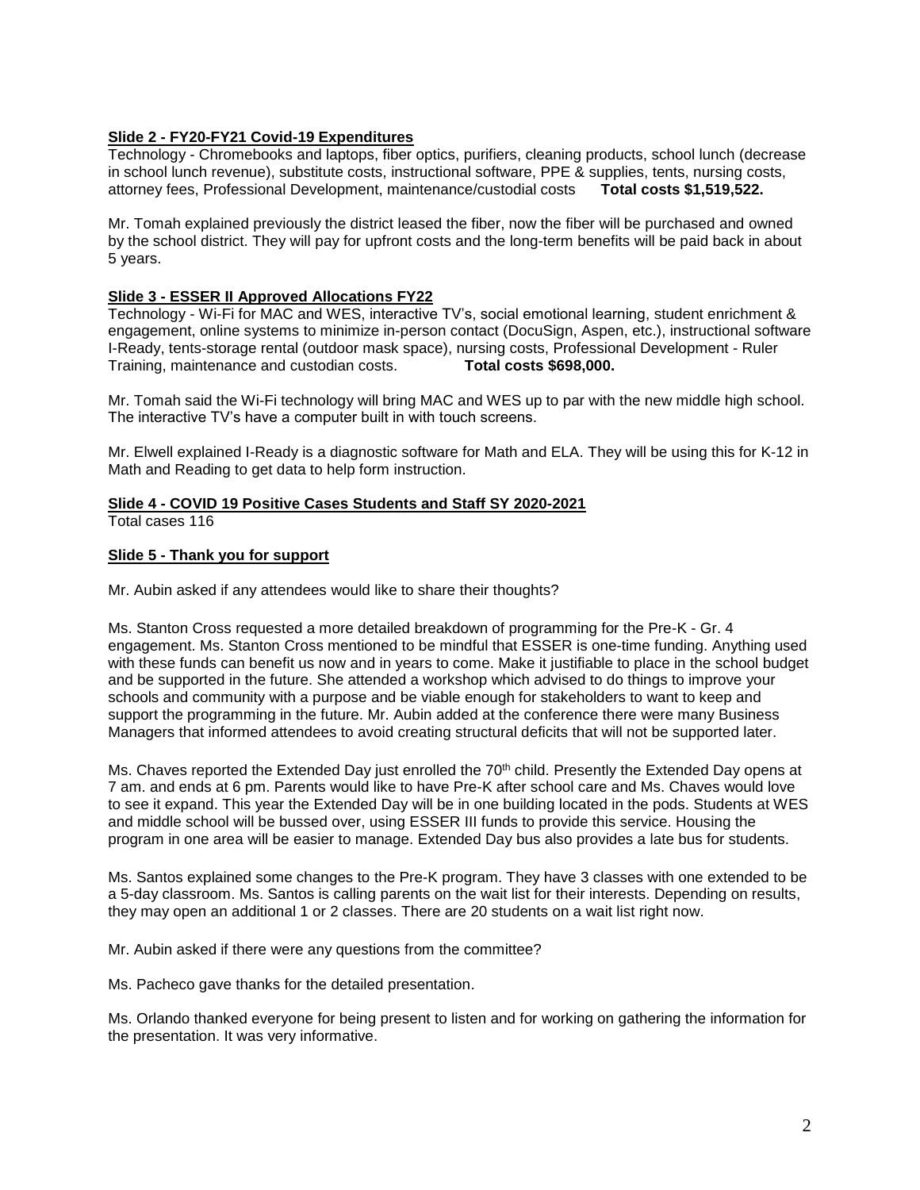**Slide 2 - FY20-FY21 Covid-19 Expenditures**
Technology - Chromebooks and laptops, fiber optics, purifiers, cleaning products, school lunch (decrease in school lunch revenue), substitute costs, instructional software, PPE & supplies, tents, nursing costs, attorney fees, Professional Development, maintenance/custodial costs **Total costs $1,519,522.**

Mr. Tomah explained previously the district leased the fiber, now the fiber will be purchased and owned by the school district. They will pay for upfront costs and the long-term benefits will be paid back in about 5 years.

**Slide 3 - ESSER II Approved Allocations FY22**
Technology - Wi-Fi for MAC and WES, interactive TV's, social emotional learning, student enrichment & engagement, online systems to minimize in-person contact (DocuSign, Aspen, etc.), instructional software I-Ready, tents-storage rental (outdoor mask space), nursing costs, Professional Development - Ruler Training, maintenance and custodian costs. **Total costs $698,000.**

Mr. Tomah said the Wi-Fi technology will bring MAC and WES up to par with the new middle high school. The interactive TV's have a computer built in with touch screens.

Mr. Elwell explained I-Ready is a diagnostic software for Math and ELA. They will be using this for K-12 in Math and Reading to get data to help form instruction.

**Slide 4 - COVID 19 Positive Cases Students and Staff SY 2020-2021**
Total cases 116

**Slide 5 - Thank you for support**

Mr. Aubin asked if any attendees would like to share their thoughts?

Ms. Stanton Cross requested a more detailed breakdown of programming for the Pre-K - Gr. 4 engagement. Ms. Stanton Cross mentioned to be mindful that ESSER is one-time funding. Anything used with these funds can benefit us now and in years to come. Make it justifiable to place in the school budget and be supported in the future. She attended a workshop which advised to do things to improve your schools and community with a purpose and be viable enough for stakeholders to want to keep and support the programming in the future. Mr. Aubin added at the conference there were many Business Managers that informed attendees to avoid creating structural deficits that will not be supported later.

Ms. Chaves reported the Extended Day just enrolled the 70th child. Presently the Extended Day opens at 7 am. and ends at 6 pm. Parents would like to have Pre-K after school care and Ms. Chaves would love to see it expand. This year the Extended Day will be in one building located in the pods. Students at WES and middle school will be bussed over, using ESSER III funds to provide this service. Housing the program in one area will be easier to manage. Extended Day bus also provides a late bus for students.

Ms. Santos explained some changes to the Pre-K program. They have 3 classes with one extended to be a 5-day classroom. Ms. Santos is calling parents on the wait list for their interests. Depending on results, they may open an additional 1 or 2 classes. There are 20 students on a wait list right now.

Mr. Aubin asked if there were any questions from the committee?

Ms. Pacheco gave thanks for the detailed presentation.

Ms. Orlando thanked everyone for being present to listen and for working on gathering the information for the presentation. It was very informative.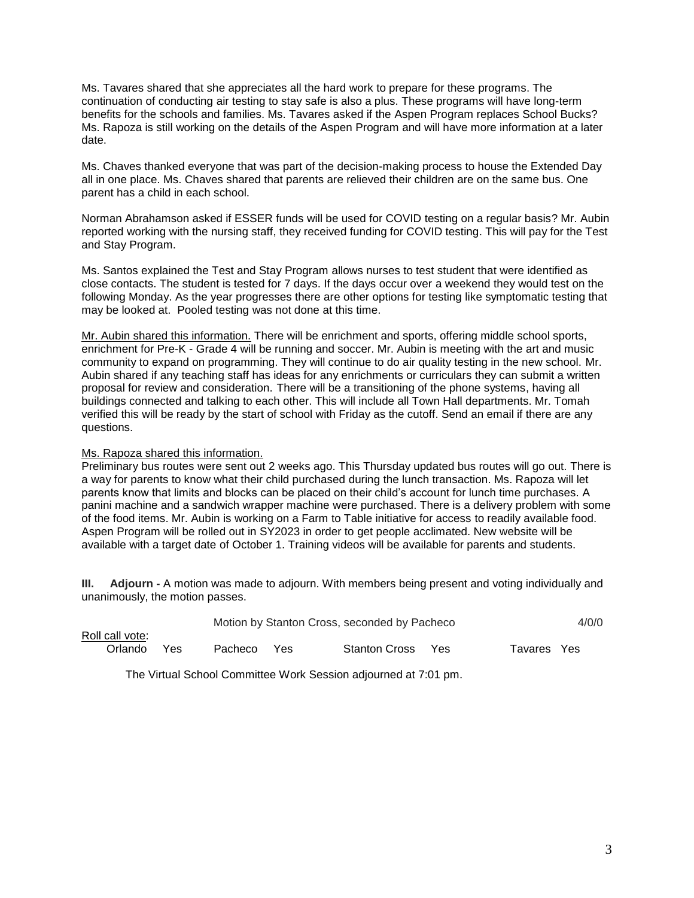Ms. Tavares shared that she appreciates all the hard work to prepare for these programs. The continuation of conducting air testing to stay safe is also a plus. These programs will have long-term benefits for the schools and families. Ms. Tavares asked if the Aspen Program replaces School Bucks? Ms. Rapoza is still working on the details of the Aspen Program and will have more information at a later date.

Ms. Chaves thanked everyone that was part of the decision-making process to house the Extended Day all in one place. Ms. Chaves shared that parents are relieved their children are on the same bus. One parent has a child in each school.

Norman Abrahamson asked if ESSER funds will be used for COVID testing on a regular basis? Mr. Aubin reported working with the nursing staff, they received funding for COVID testing. This will pay for the Test and Stay Program.

Ms. Santos explained the Test and Stay Program allows nurses to test student that were identified as close contacts. The student is tested for 7 days. If the days occur over a weekend they would test on the following Monday. As the year progresses there are other options for testing like symptomatic testing that may be looked at. Pooled testing was not done at this time.

<u>Mr. Aubin shared this information.</u> There will be enrichment and sports, offering middle school sports, enrichment for Pre-K - Grade 4 will be running and soccer. Mr. Aubin is meeting with the art and music community to expand on programming. They will continue to do air quality testing in the new school. Mr. Aubin shared if any teaching staff has ideas for any enrichments or curriculars they can submit a written proposal for review and consideration. There will be a transitioning of the phone systems, having all buildings connected and talking to each other. This will include all Town Hall departments. Mr. Tomah verified this will be ready by the start of school with Friday as the cutoff. Send an email if there are any questions.

<u>Ms. Rapoza shared this information.</u>
Preliminary bus routes were sent out 2 weeks ago. This Thursday updated bus routes will go out. There is a way for parents to know what their child purchased during the lunch transaction. Ms. Rapoza will let parents know that limits and blocks can be placed on their child's account for lunch time purchases. A panini machine and a sandwich wrapper machine were purchased. There is a delivery problem with some of the food items. Mr. Aubin is working on a Farm to Table initiative for access to readily available food. Aspen Program will be rolled out in SY2023 in order to get people acclimated. New website will be available with a target date of October 1. Training videos will be available for parents and students.

**III. Adjourn -** A motion was made to adjourn. With members being present and voting individually and unanimously, the motion passes.

Motion by Stanton Cross, seconded by Pacheco 4/0/0

<u>Roll call vote</u>:

| | | | | | | | |
|---|---|---|---|---|---|---|---|
| Orlando | Yes | Pacheco | Yes | Stanton Cross | Yes | Tavares | Yes |

The Virtual School Committee Work Session adjourned at 7:01 pm.